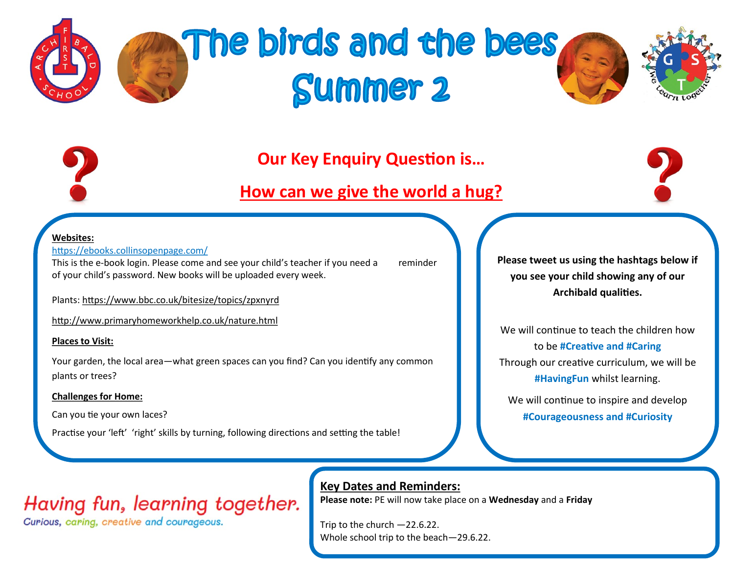# The birds and the bees Summer 2

## Our Key Enquiry Question is…

## How can we give the world a hug?

**Websites:**

https://ebooks.collinsopenpage.com/

This is the e-book login. Please come and see your child's teacher if you need a reminder of your child's password. New books will be uploaded every week.

Plants: https://www.bbc.co.uk/bitesize/topics/zpxnyrd

http://www.primaryhomeworkhelp.co.uk/nature.html

**Places to Visit:**

Your garden, the local area—what green spaces can you find? Can you identify any common plants or trees?

**Challenges for Home:**

Can you tie your own laces?

Practise your 'left' 'right' skills by turning, following directions and setting the table!

**Please tweet us using the hashtags below if you see your child showing any of our Archibald qualities.**

We will continue to teach the children how to be **#Creative and #Caring**

Through our creative curriculum, we will be **#HavingFun** whilst learning.

We will continue to inspire and develop **#Courageousness and #Curiosity**

Having fun, learning together.

Curious, caring, creative and courageous.

**Key Dates and Reminders:**

**Please note:** PE will now take place on a **Wednesday** and a **Friday**

Trip to the church —22.6.22.

Whole school trip to the beach—29.6.22.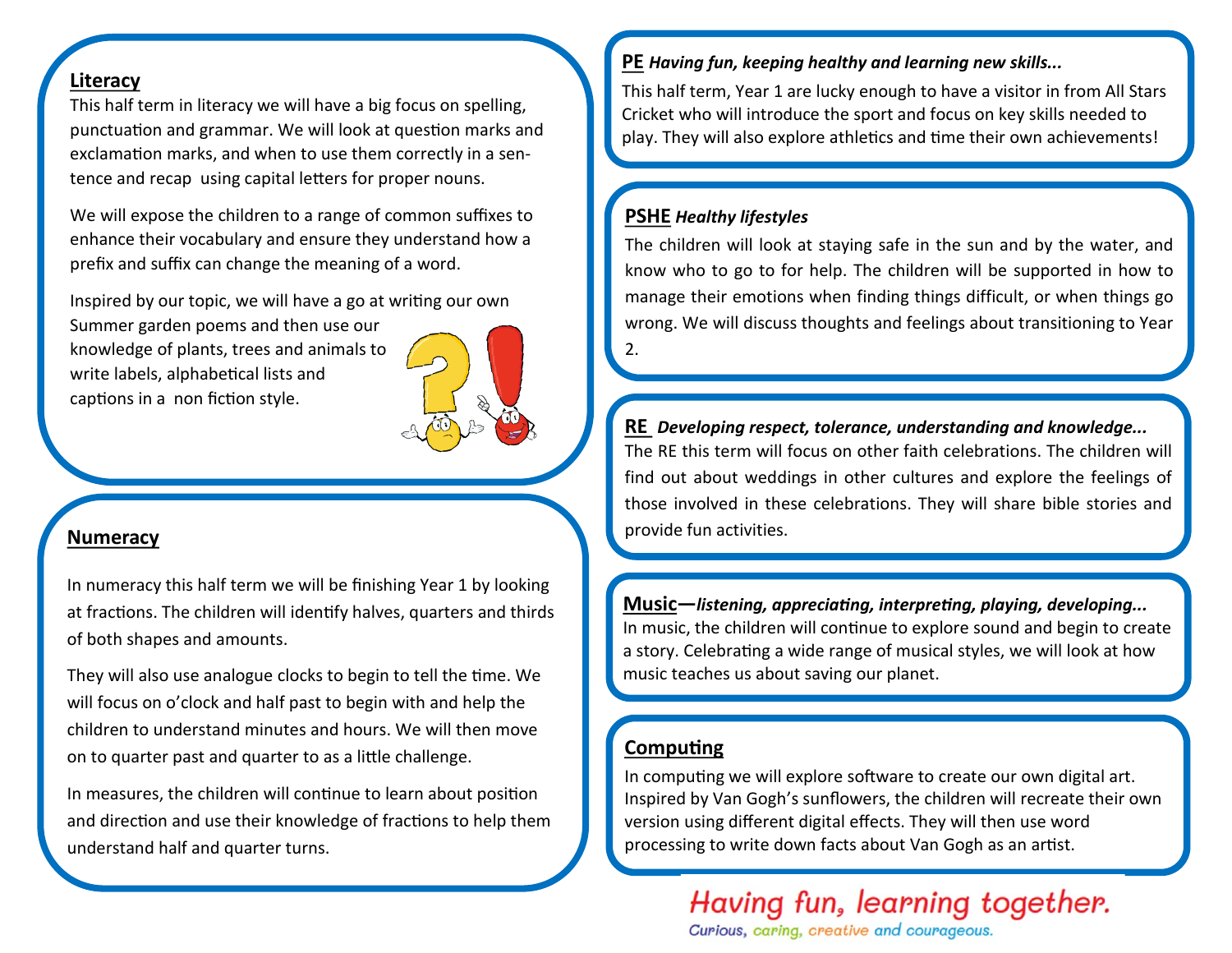## Literacy

This half term in literacy we will have a big focus on spelling, punctuation and grammar. We will look at question marks and exclamation marks, and when to use them correctly in a sentence and recap using capital letters for proper nouns.

We will expose the children to a range of common suffixes to enhance their vocabulary and ensure they understand how a prefix and suffix can change the meaning of a word.

Inspired by our topic, we will have a go at writing our own Summer garden poems and then use our knowledge of plants, trees and animals to write labels, alphabetical lists and captions in a non fiction style.

## Numeracy

In numeracy this half term we will be finishing Year 1 by looking at fractions. The children will identify halves, quarters and thirds of both shapes and amounts.

They will also use analogue clocks to begin to tell the time. We will focus on o'clock and half past to begin with and help the children to understand minutes and hours. We will then move on to quarter past and quarter to as a little challenge.

In measures, the children will continue to learn about position and direction and use their knowledge of fractions to help them understand half and quarter turns.

## PE *Having fun, keeping healthy and learning new skills...*

This half term, Year 1 are lucky enough to have a visitor in from All Stars Cricket who will introduce the sport and focus on key skills needed to play. They will also explore athletics and time their own achievements!

## PSHE *Healthy lifestyles*

The children will look at staying safe in the sun and by the water, and know who to go to for help. The children will be supported in how to manage their emotions when finding things difficult, or when things go wrong. We will discuss thoughts and feelings about transitioning to Year 2.

## RE *Developing respect, tolerance, understanding and knowledge...*

The RE this term will focus on other faith celebrations. The children will find out about weddings in other cultures and explore the feelings of those involved in these celebrations. They will share bible stories and provide fun activities.

## Music—*listening, appreciating, interpreting, playing, developing...*

In music, the children will continue to explore sound and begin to create a story. Celebrating a wide range of musical styles, we will look at how music teaches us about saving our planet.

## Computing

In computing we will explore software to create our own digital art. Inspired by Van Gogh's sunflowers, the children will recreate their own version using different digital effects. They will then use word processing to write down facts about Van Gogh as an artist.

*Having fun, learning together.*

Curious, caring, creative and courageous.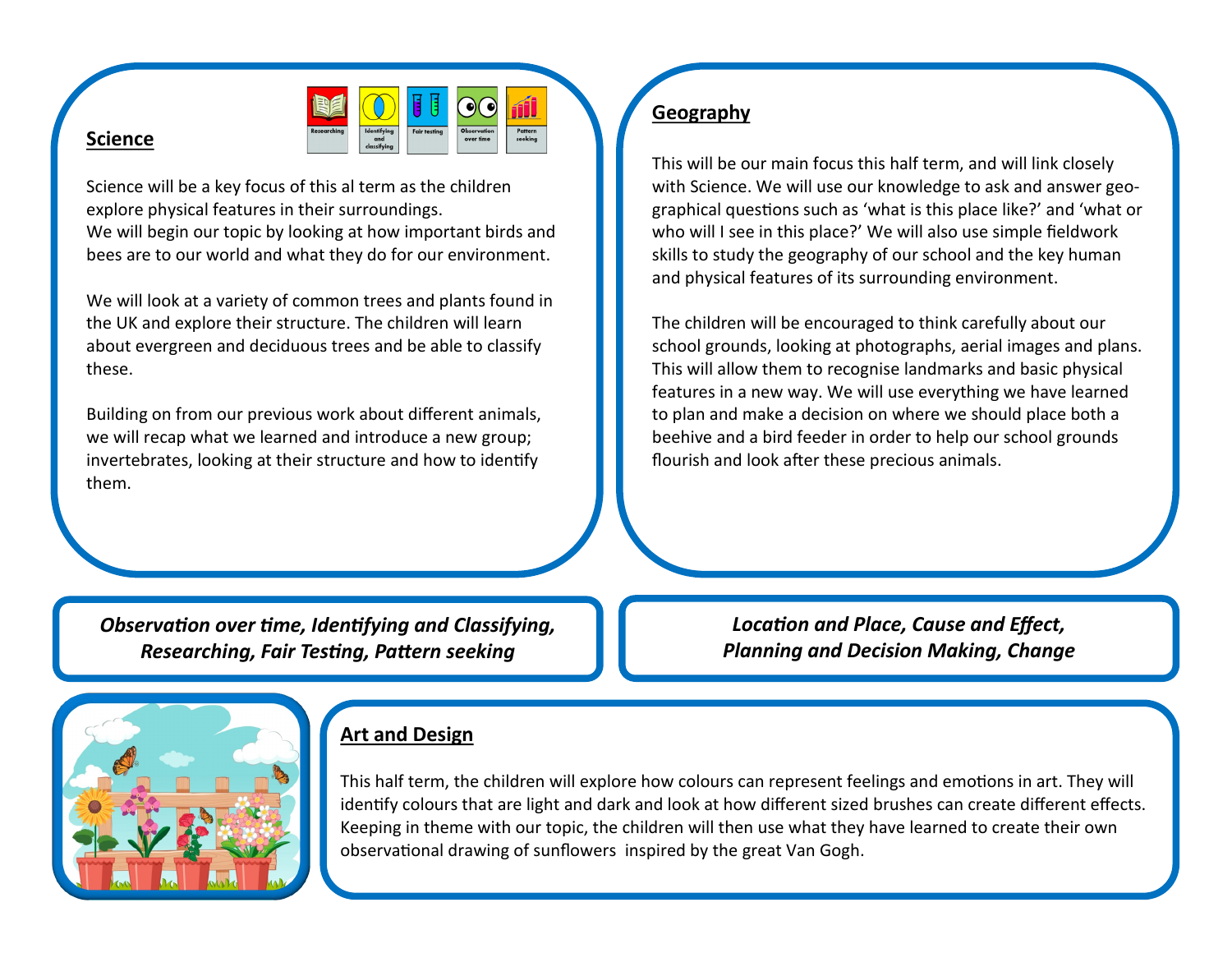## Science

Researching | Identifying and classifying | Fair testing | Observation over time | Pattern seeking

Science will be a key focus of this al term as the children explore physical features in their surroundings.
We will begin our topic by looking at how important birds and bees are to our world and what they do for our environment.

We will look at a variety of common trees and plants found in the UK and explore their structure. The children will learn about evergreen and deciduous trees and be able to classify these.

Building on from our previous work about different animals, we will recap what we learned and introduce a new group; invertebrates, looking at their structure and how to identify them.

## Geography

This will be our main focus this half term, and will link closely with Science. We will use our knowledge to ask and answer geographical questions such as 'what is this place like?' and 'what or who will I see in this place?' We will also use simple fieldwork skills to study the geography of our school and the key human and physical features of its surrounding environment.

The children will be encouraged to think carefully about our school grounds, looking at photographs, aerial images and plans. This will allow them to recognise landmarks and basic physical features in a new way. We will use everything we have learned to plan and make a decision on where we should place both a beehive and a bird feeder in order to help our school grounds flourish and look after these precious animals.

***Observation over time, Identifying and Classifying, Researching, Fair Testing, Pattern seeking***

***Location and Place, Cause and Effect, Planning and Decision Making, Change***

## Art and Design

This half term, the children will explore how colours can represent feelings and emotions in art. They will identify colours that are light and dark and look at how different sized brushes can create different effects. Keeping in theme with our topic, the children will then use what they have learned to create their own observational drawing of sunflowers inspired by the great Van Gogh.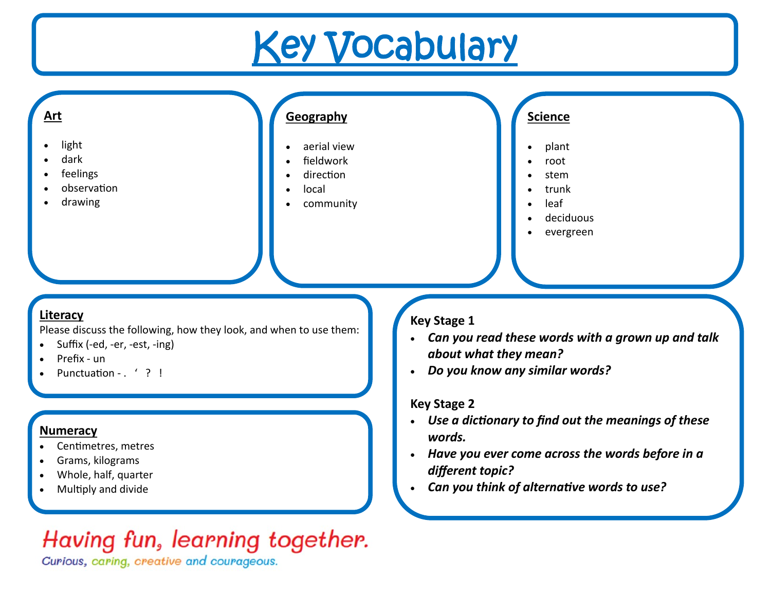# Key Vocabulary

## Art

- light
- dark
- feelings
- observation
- drawing

## Geography

- aerial view
- fieldwork
- direction
- local
- community

## Science

- plant
- root
- stem
- trunk
- leaf
- deciduous
- evergreen

## Literacy

Please discuss the following, how they look, and when to use them:

- Suffix (-ed, -er, -est, -ing)
- Prefix - un
- Punctuation - . ' ? !

## Numeracy

- Centimetres, metres
- Grams, kilograms
- Whole, half, quarter
- Multiply and divide

**Key Stage 1**

- ***Can you read these words with a grown up and talk about what they mean?***
- ***Do you know any similar words?***

**Key Stage 2**

- ***Use a dictionary to find out the meanings of these words.***
- ***Have you ever come across the words before in a different topic?***
- ***Can you think of alternative words to use?***

Having fun, learning together.

Curious, caring, creative and courageous.